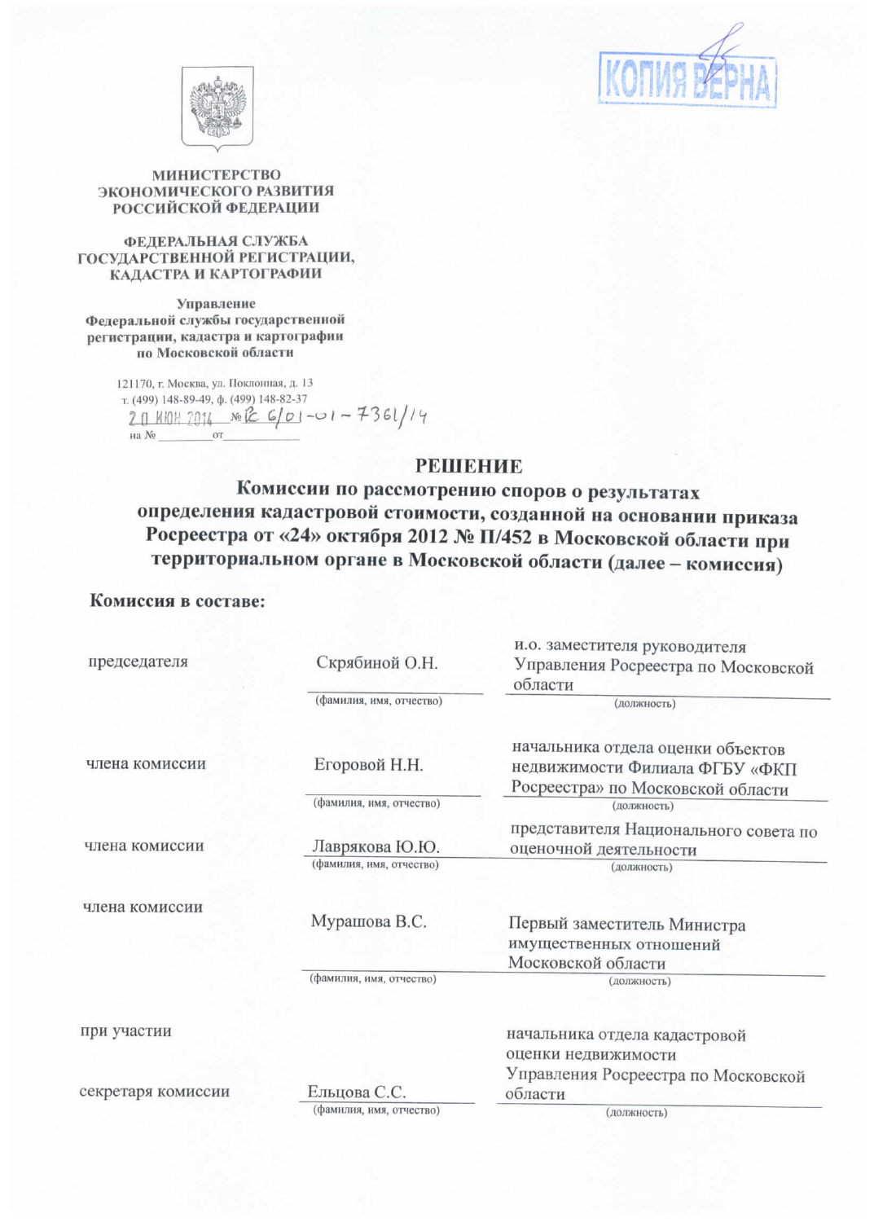КОПИЯ ВЕРНА

МИНИСТЕРСТВО
ЭКОНОМИЧЕСКОГО РАЗВИТИЯ
РОССИЙСКОЙ ФЕДЕРАЦИИ

ФЕДЕРАЛЬНАЯ СЛУЖБА
ГОСУДАРСТВЕННОЙ РЕГИСТРАЦИИ,
КАДАСТРА И КАРТОГРАФИИ

Управление
Федеральной службы государственной
регистрации, кадастра и картографии
по Московской области

121170, г. Москва, ул. Поклонная, д. 13
т. (499) 148-89-49, ф. (499) 148-82-37
20 ИЮН 2014 № Р 6/01-01-7361/14
на № ________ от ____________

# РЕШЕНИЕ

## Комиссии по рассмотрению споров о результатах определения кадастровой стоимости, созданной на основании приказа Росреестра от «24» октября 2012 № П/452 в Московской области при территориальном органе в Московской области (далее – комиссия)

**Комиссия в составе:**

| | (фамилия, имя, отчество) | (должность) |
|---|---|---|
| председателя | Скрябиной О.Н. | и.о. заместителя руководителя Управления Росреестра по Московской области |
| члена комиссии | Егоровой Н.Н. | начальника отдела оценки объектов недвижимости Филиала ФГБУ «ФКП Росреестра» по Московской области |
| члена комиссии | Лаврякова Ю.Ю. | представителя Национального совета по оценочной деятельности |
| члена комиссии | Мурашова В.С. | Первый заместитель Министра имущественных отношений Московской области |
| при участии секретаря комиссии | Ельцова С.С. | начальника отдела кадастровой оценки недвижимости Управления Росреестра по Московской области |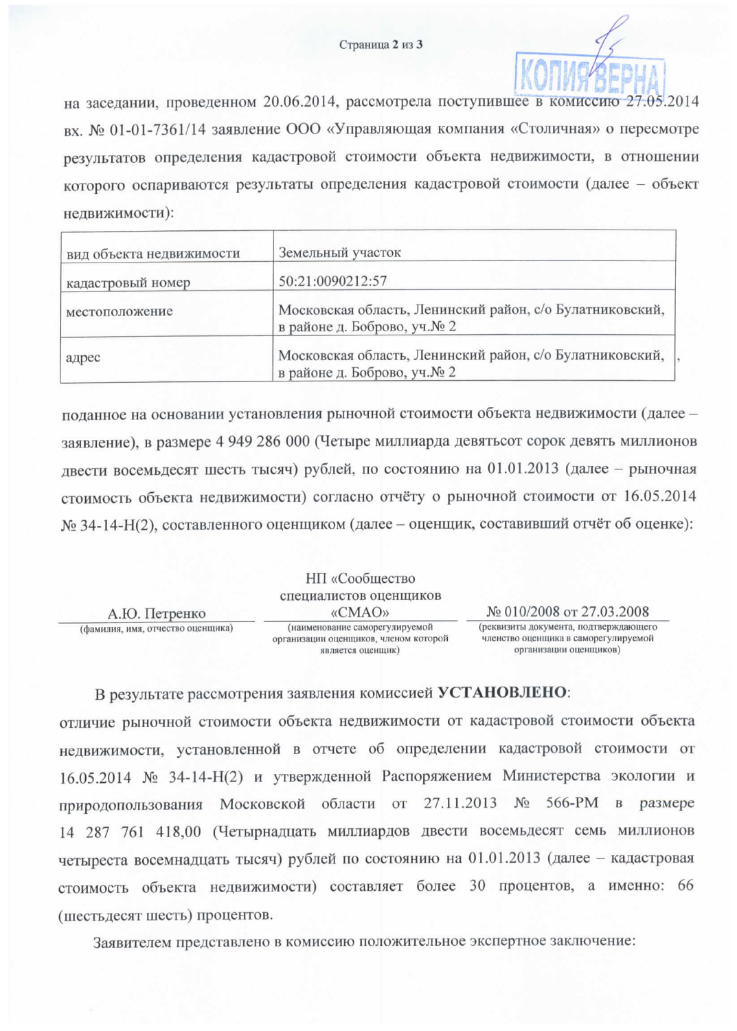на заседании, проведенном 20.06.2014, рассмотрела поступившее в комиссию 27.05.2014 вх. № 01-01-7361/14 заявление ООО «Управляющая компания «Столичная» о пересмотре результатов определения кадастровой стоимости объекта недвижимости, в отношении которого оспариваются результаты определения кадастровой стоимости (далее – объект недвижимости):

| вид объекта недвижимости | Земельный участок |
| --- | --- |
| кадастровый номер | 50:21:0090212:57 |
| местоположение | Московская область, Ленинский район, с/о Булатниковский, в районе д. Боброво, уч.№ 2 |
| адрес | Московская область, Ленинский район, с/о Булатниковский, в районе д. Боброво, уч.№ 2 |

поданное на основании установления рыночной стоимости объекта недвижимости (далее – заявление), в размере 4 949 286 000 (Четыре миллиарда девятьсот сорок девять миллионов двести восемьдесят шесть тысяч) рублей, по состоянию на 01.01.2013 (далее – рыночная стоимость объекта недвижимости) согласно отчёту о рыночной стоимости от 16.05.2014 № 34-14-Н(2), составленного оценщиком (далее – оценщик, составивший отчёт об оценке):

| А.Ю. Петренко | НП «Сообщество специалистов оценщиков «СМАО» | № 010/2008 от 27.03.2008 |
| --- | --- | --- |
| (фамилия, имя, отчество оценщика) | (наименование саморегулируемой организации оценщиков, членом которой является оценщик) | (реквизиты документа, подтверждающего членство оценщика в саморегулируемой организации оценщиков) |

В результате рассмотрения заявления комиссией **УСТАНОВЛЕНО**:

отличие рыночной стоимости объекта недвижимости от кадастровой стоимости объекта недвижимости, установленной в отчете об определении кадастровой стоимости от 16.05.2014 № 34-14-Н(2) и утвержденной Распоряжением Министерства экологии и природопользования Московской области от 27.11.2013 № 566-РМ в размере 14 287 761 418,00 (Четырнадцать миллиардов двести восемьдесят семь миллионов четыреста восемнадцать тысяч) рублей по состоянию на 01.01.2013 (далее – кадастровая стоимость объекта недвижимости) составляет более 30 процентов, а именно: 66 (шестьдесят шесть) процентов.

Заявителем представлено в комиссию положительное экспертное заключение: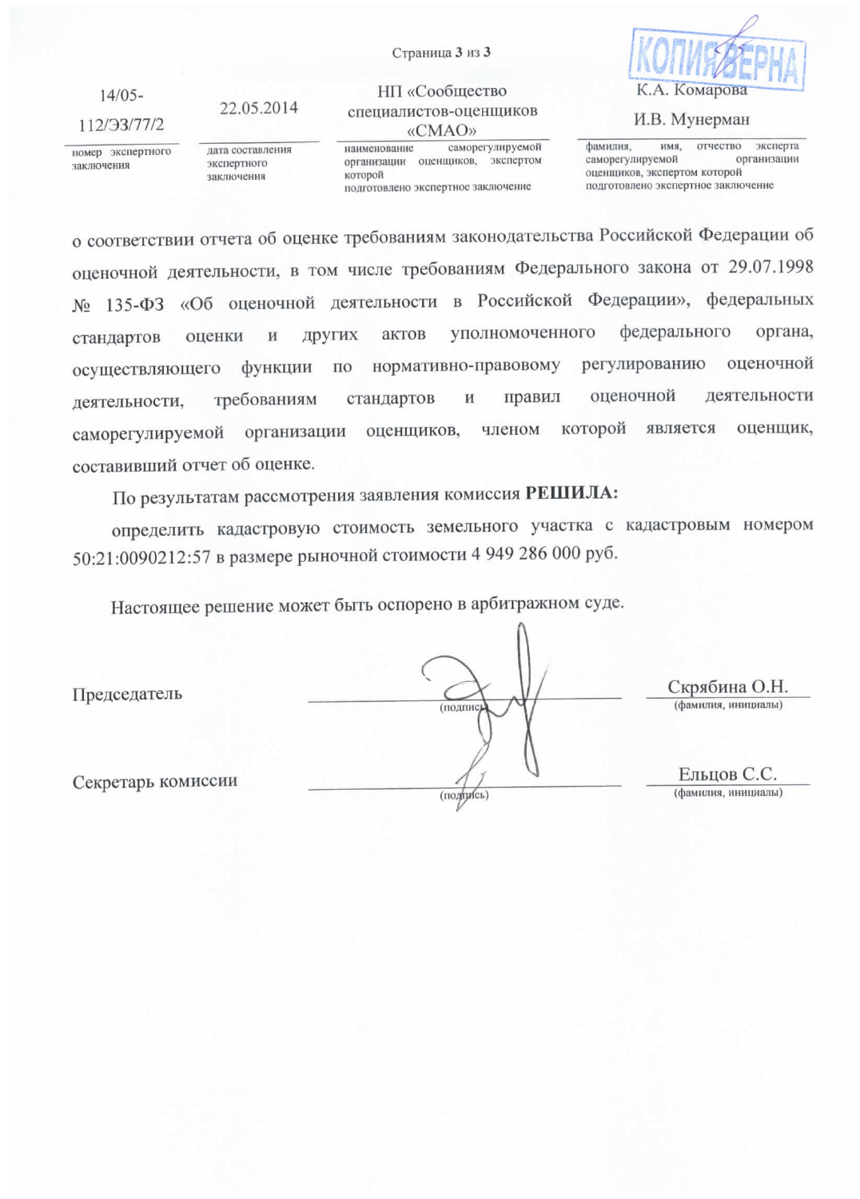КОПИЯ ВЕРНА

| 14/05-112/ЭЗ/77/2 | 22.05.2014 | НП «Сообщество специалистов-оценщиков «СМАО» | К.А. Комарова<br>И.В. Мунерман |
| --- | --- | --- | --- |
| номер экспертного заключения | дата составления экспертного заключения | наименование саморегулируемой организации оценщиков, экспертом которой подготовлено экспертное заключение | фамилия, имя, отчество эксперта саморегулируемой организации оценщиков, экспертом которой подготовлено экспертное заключение |

о соответствии отчета об оценке требованиям законодательства Российской Федерации об оценочной деятельности, в том числе требованиям Федерального закона от 29.07.1998 № 135-ФЗ «Об оценочной деятельности в Российской Федерации», федеральных стандартов оценки и других актов уполномоченного федерального органа, осуществляющего функции по нормативно-правовому регулированию оценочной деятельности, требованиям стандартов и правил оценочной деятельности саморегулируемой организации оценщиков, членом которой является оценщик, составивший отчет об оценке.

По результатам рассмотрения заявления комиссия **РЕШИЛА:**

определить кадастровую стоимость земельного участка с кадастровым номером 50:21:0090212:57 в размере рыночной стоимости 4 949 286 000 руб.

Настоящее решение может быть оспорено в арбитражном суде.

| | | |
| --- | --- | --- |
| Председатель | (подпись) | Скрябина О.Н.<br>(фамилия, инициалы) |
| Секретарь комиссии | (подпись) | Ельцов С.С.<br>(фамилия, инициалы) |